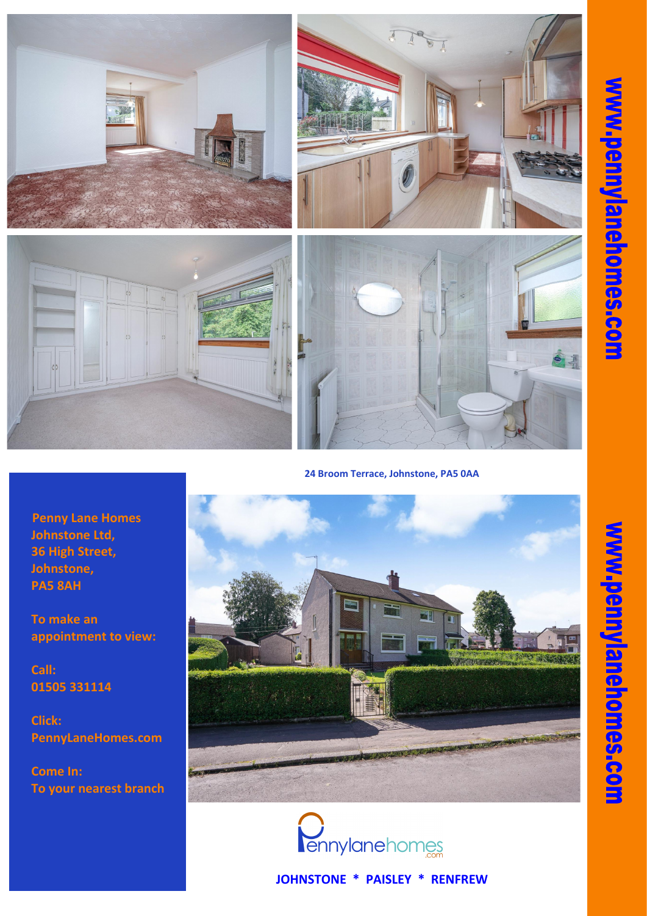**24 Broom Terrace, Johnstone, PA5 0AA**

**Penny Lane Homes Johnstone Ltd,**
**36 High Street,**
**Johnstone,**
**PA5 8AH**

**To make an appointment to view:**

**Call:**
**01505 331114**

**Click:**
**PennyLaneHomes.com**

**Come In:**
**To your nearest branch**

pennylanehomes.com

**JOHNSTONE * PAISLEY * RENFREW**

**www.pennylanehomes.com**

**www.pennylanehomes.com**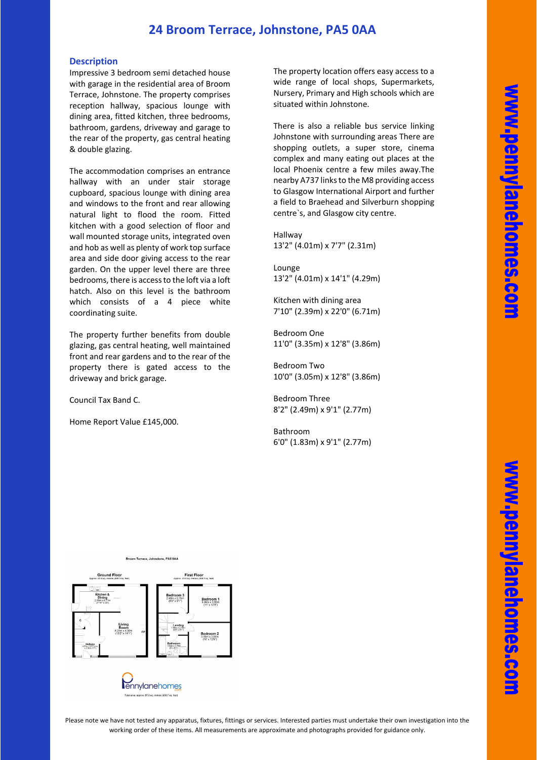# 24 Broom Terrace, Johnstone, PA5 0AA

## Description

Impressive 3 bedroom semi detached house with garage in the residential area of Broom Terrace, Johnstone. The property comprises reception hallway, spacious lounge with dining area, fitted kitchen, three bedrooms, bathroom, gardens, driveway and garage to the rear of the property, gas central heating & double glazing.

The accommodation comprises an entrance hallway with an under stair storage cupboard, spacious lounge with dining area and windows to the front and rear allowing natural light to flood the room. Fitted kitchen with a good selection of floor and wall mounted storage units, integrated oven and hob as well as plenty of work top surface area and side door giving access to the rear garden. On the upper level there are three bedrooms, there is access to the loft via a loft hatch. Also on this level is the bathroom which consists of a 4 piece white coordinating suite.

The property further benefits from double glazing, gas central heating, well maintained front and rear gardens and to the rear of the property there is gated access to the driveway and brick garage.

Council Tax Band C.

Home Report Value £145,000.

The property location offers easy access to a wide range of local shops, Supermarkets, Nursery, Primary and High schools which are situated within Johnstone.

There is also a reliable bus service linking Johnstone with surrounding areas There are shopping outlets, a super store, cinema complex and many eating out places at the local Phoenix centre a few miles away.The nearby A737 links to the M8 providing access to Glasgow International Airport and further a field to Braehead and Silverburn shopping centre`s, and Glasgow city centre.

Hallway
13'2" (4.01m) x 7'7" (2.31m)

Lounge
13'2" (4.01m) x 14'1" (4.29m)

Kitchen with dining area
7'10" (2.39m) x 22'0" (6.71m)

Bedroom One
11'0" (3.35m) x 12'8" (3.86m)

Bedroom Two
10'0" (3.05m) x 12'8" (3.86m)

Bedroom Three
8'2" (2.49m) x 9'1" (2.77m)

Bathroom
6'0" (1.83m) x 9'1" (2.77m)

Broom Terrace, Johnstone, PA5 0AA

Ground Floor

First Floor

Kitchen & Dining

Living Room
4.01m x 4.30m
(13'2" x 14'1")

Hallway

Bedroom 3
2.49m x 2.78m
(8'2" x 9'1")

Bedroom 1
3.36m x 3.85m
(11' x 12'8")

Landing

Bedroom 2
3.06m x 3.86m
(10' x 12'8")

Bathroom

Pennylanehomes

www.pennylanehomes.com

Please note we have not tested any apparatus, fixtures, fittings or services. Interested parties must undertake their own investigation into the working order of these items. All measurements are approximate and photographs provided for guidance only.